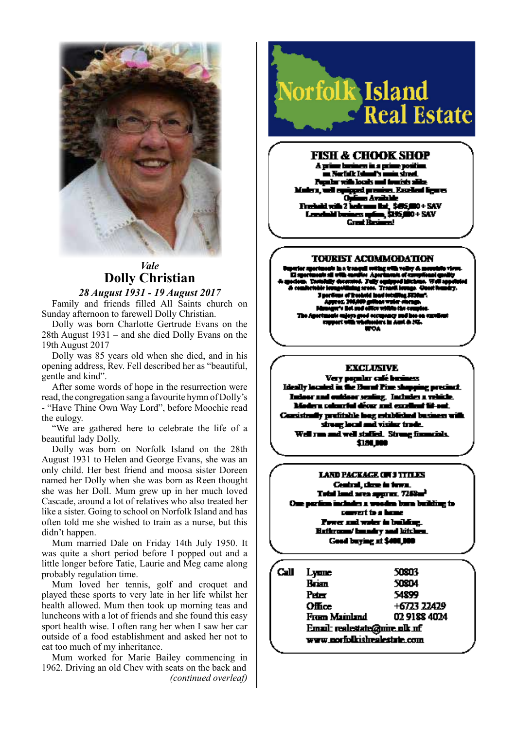*Vale*

# Dolly Christian

*28 August 1931 - 19 August 2017*

Family and friends filled All Saints church on Sunday afternoon to farewell Dolly Christian.

Dolly was born Charlotte Gertrude Evans on the 28th August 1931 – and she died Dolly Evans on the 19th August 2017

Dolly was 85 years old when she died, and in his opening address, Rev. Fell described her as "beautiful, gentle and kind".

After some words of hope in the resurrection were read, the congregation sang a favourite hymn of Dolly's - "Have Thine Own Way Lord", before Moochie read the eulogy.

"We are gathered here to celebrate the life of a beautiful lady Dolly.

Dolly was born on Norfolk Island on the 28th August 1931 to Helen and George Evans, she was an only child. Her best friend and moosa sister Doreen named her Dolly when she was born as Reen thought she was her Doll. Mum grew up in her much loved Cascade, around a lot of relatives who also treated her like a sister. Going to school on Norfolk Island and has often told me she wished to train as a nurse, but this didn't happen.

Mum married Dale on Friday 14th July 1950. It was quite a short period before I popped out and a little longer before Tatie, Laurie and Meg came along probably regulation time.

Mum loved her tennis, golf and croquet and played these sports to very late in her life whilst her health allowed. Mum then took up morning teas and luncheons with a lot of friends and she found this easy sport health wise. I often rang her when I saw her car outside of a food establishment and asked her not to eat too much of my inheritance.

Mum worked for Marie Bailey commencing in 1962. Driving an old Chev with seats on the back and

*(continued overleaf)*

---

## Norfolk Island Real Estate

### FISH & CHOOK SHOP

A prime business in a prime position
on Norfolk Island's main street.
Popular with locals and tourists alike.
Modern, well equipped premises. Excellent figures
Options Available
Freehold with 2 bedroom flat, $495,000 + SAV
Leasehold business option, $195,000 + SAV
Great Business!

### TOURIST ACCOMMODATION

Superior apartments in a tranquil setting with valley & mountain views.
12 apartments all with verandas. Apartments of exceptional quality
& spacious. Tastefully decorated. Fully equipped kitchens. Well appointed
& comfortable lounge/dining areas. Tranquil lounge. Guest laundry.
3 portions of freehold land totalling 5920m².
Approx. 200,000 gallons water storage.
Manager's flat and office within the complex.
The Apartments enjoys good occupancy and has an excellent
support with wholesalers in Aust & NZ.
EFOA

### EXCLUSIVE

Very popular café business
Ideally located in the Burnt Pine shopping precinct.
Indoor and outdoor seating. Includes a vehicle.
Modern colourful décor and excellent fit-out.
Consistently profitable long established business with
strong local and visitor trade.
Well run and well staffed. Strong financials.
$180,000

### LAND PACKAGE ON 3 TITLES

Central, close to town.
Total land area approx. 7268m²
One portion includes a wooden barn building to
convert to a home
Power and water to building.
Bathroom/ laundry and kitchen.
Good buying at $400,000

| Call | Lynne | 50803 |
|---|---|---|
| | Brian | 50804 |
| | Peter | 54899 |
| | Office | +6723 22429 |
| | From Mainland | 02 9188 4024 |

Email: realestate@nire.nlk.nf
www.norfolkislandrealestate.com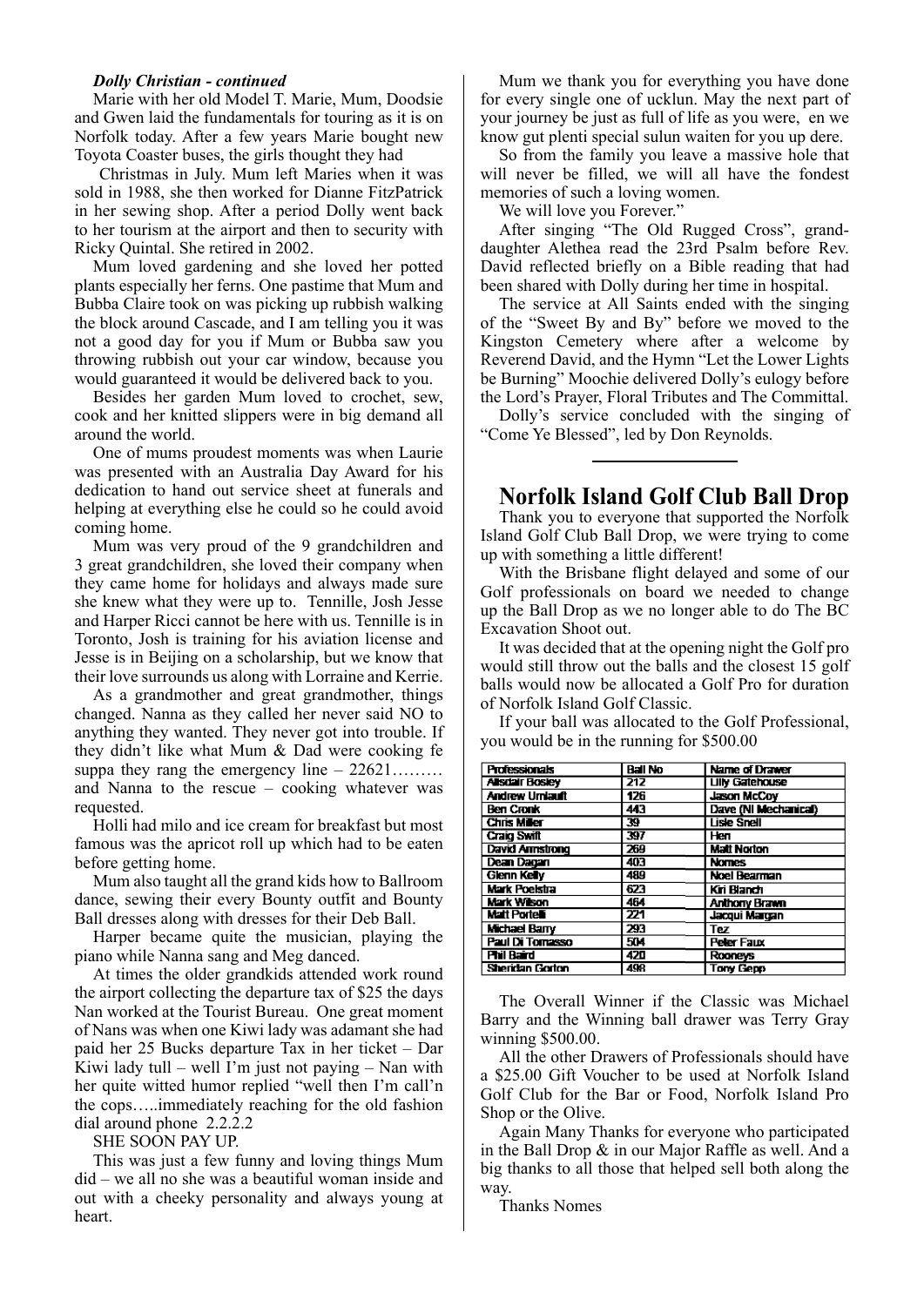***Dolly Christian - continued***

Marie with her old Model T. Marie, Mum, Doodsie and Gwen laid the fundamentals for touring as it is on Norfolk today. After a few years Marie bought new Toyota Coaster buses, the girls thought they had Christmas in July. Mum left Maries when it was sold in 1988, she then worked for Dianne FitzPatrick in her sewing shop. After a period Dolly went back to her tourism at the airport and then to security with Ricky Quintal. She retired in 2002.

Mum loved gardening and she loved her potted plants especially her ferns. One pastime that Mum and Bubba Claire took on was picking up rubbish walking the block around Cascade, and I am telling you it was not a good day for you if Mum or Bubba saw you throwing rubbish out your car window, because you would guaranteed it would be delivered back to you.

Besides her garden Mum loved to crochet, sew, cook and her knitted slippers were in big demand all around the world.

One of mums proudest moments was when Laurie was presented with an Australia Day Award for his dedication to hand out service sheet at funerals and helping at everything else he could so he could avoid coming home.

Mum was very proud of the 9 grandchildren and 3 great grandchildren, she loved their company when they came home for holidays and always made sure she knew what they were up to. Tennille, Josh Jesse and Harper Ricci cannot be here with us. Tennille is in Toronto, Josh is training for his aviation license and Jesse is in Beijing on a scholarship, but we know that their love surrounds us along with Lorraine and Kerrie.

As a grandmother and great grandmother, things changed. Nanna as they called her never said NO to anything they wanted. They never got into trouble. If they didn't like what Mum & Dad were cooking fe suppa they rang the emergency line – 22621……… and Nanna to the rescue – cooking whatever was requested.

Holli had milo and ice cream for breakfast but most famous was the apricot roll up which had to be eaten before getting home.

Mum also taught all the grand kids how to Ballroom dance, sewing their every Bounty outfit and Bounty Ball dresses along with dresses for their Deb Ball.

Harper became quite the musician, playing the piano while Nanna sang and Meg danced.

At times the older grandkids attended work round the airport collecting the departure tax of $25 the days Nan worked at the Tourist Bureau. One great moment of Nans was when one Kiwi lady was adamant she had paid her 25 Bucks departure Tax in her ticket – Dar Kiwi lady tull – well I'm just not paying – Nan with her quite witted humor replied "well then I'm call'n the cops…..immediately reaching for the old fashion dial around phone 2.2.2.2

SHE SOON PAY UP.

This was just a few funny and loving things Mum did – we all no she was a beautiful woman inside and out with a cheeky personality and always young at heart.

Mum we thank you for everything you have done for every single one of ucklun. May the next part of your journey be just as full of life as you were, en we know gut plenti special sulun waiten for you up dere.

So from the family you leave a massive hole that will never be filled, we will all have the fondest memories of such a loving women.

We will love you Forever."

After singing "The Old Rugged Cross", granddaughter Alethea read the 23rd Psalm before Rev. David reflected briefly on a Bible reading that had been shared with Dolly during her time in hospital.

The service at All Saints ended with the singing of the "Sweet By and By" before we moved to the Kingston Cemetery where after a welcome by Reverend David, and the Hymn "Let the Lower Lights be Burning" Moochie delivered Dolly's eulogy before the Lord's Prayer, Floral Tributes and The Committal.

Dolly's service concluded with the singing of "Come Ye Blessed", led by Don Reynolds.

## Norfolk Island Golf Club Ball Drop

Thank you to everyone that supported the Norfolk Island Golf Club Ball Drop, we were trying to come up with something a little different!

With the Brisbane flight delayed and some of our Golf professionals on board we needed to change up the Ball Drop as we no longer able to do The BC Excavation Shoot out.

It was decided that at the opening night the Golf pro would still throw out the balls and the closest 15 golf balls would now be allocated a Golf Pro for duration of Norfolk Island Golf Classic.

If your ball was allocated to the Golf Professional, you would be in the running for $500.00

| Professionals | Ball No | Name of Drawer |
|---|---|---|
| Alisdair Bosley | 212 | Lilly Gatehouse |
| Andrew Umlauft | 126 | Jason McCoy |
| Ben Cronk | 443 | Dave (NI Mechanical) |
| Chris Miller | 39 | Lisle Snell |
| Craig Swift | 397 | Hen |
| David Armstrong | 269 | Matt Norton |
| Dean Dagan | 403 | Nomes |
| Glenn Kelly | 489 | Noel Bearman |
| Mark Poelstra | 623 | Kiri Blanch |
| Mark Wilson | 464 | Anthony Brawn |
| Matt Portelli | 221 | Jacqui Margan |
| Michael Barry | 293 | Tez |
| Paul Di Tomasso | 504 | Peter Faux |
| Phil Baird | 420 | Rooneys |
| Sheridan Gorton | 498 | Tony Gepp |

The Overall Winner if the Classic was Michael Barry and the Winning ball drawer was Terry Gray winning $500.00.

All the other Drawers of Professionals should have a $25.00 Gift Voucher to be used at Norfolk Island Golf Club for the Bar or Food, Norfolk Island Pro Shop or the Olive.

Again Many Thanks for everyone who participated in the Ball Drop & in our Major Raffle as well. And a big thanks to all those that helped sell both along the way.

Thanks Nomes